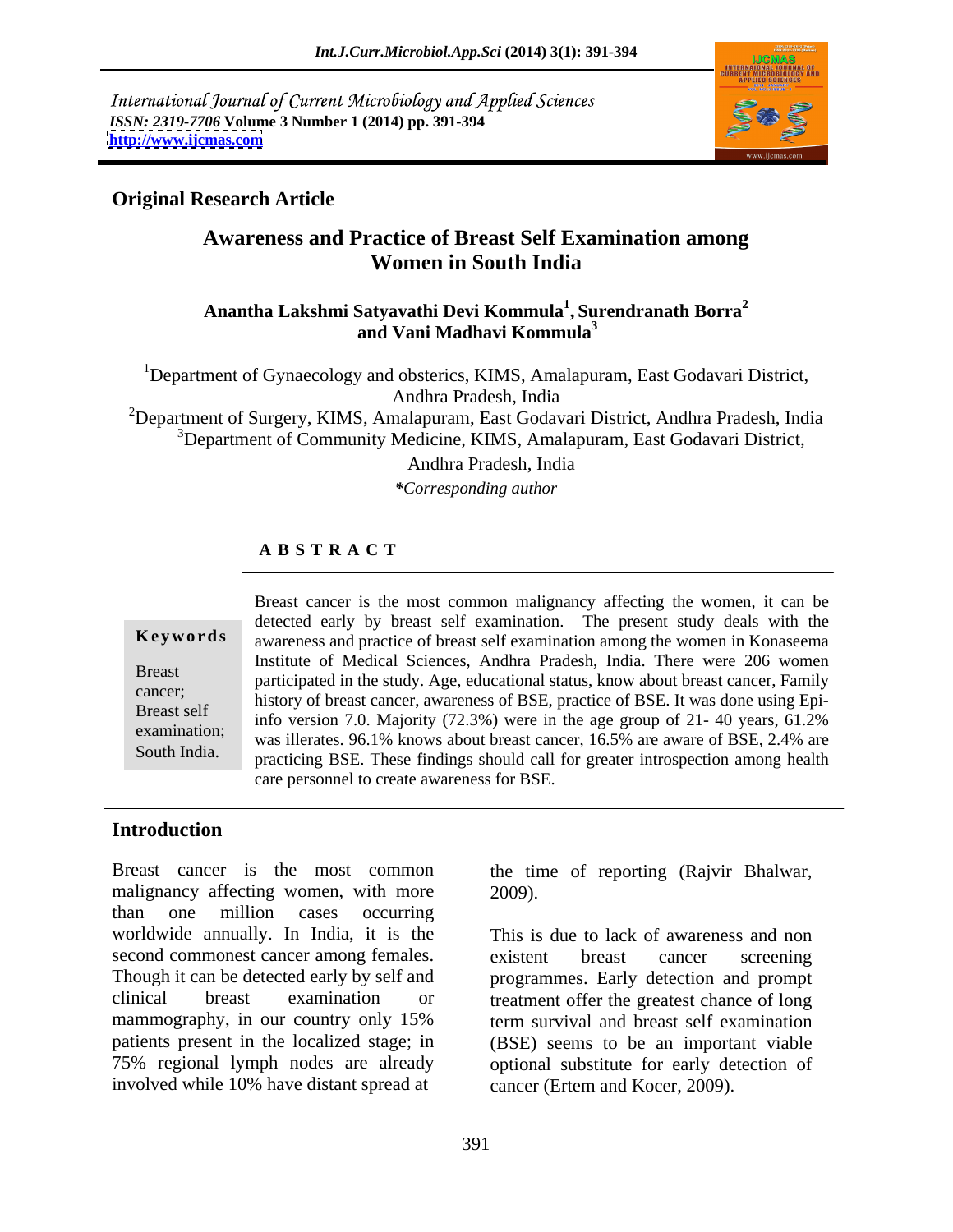International Journal of Current Microbiology and Applied Sciences
*ISSN: 2319-7706* **Volume 3 Number 1 (2014) pp. 391-394**
**http://www.ijcmas.com**

**Original Research Article**

# Awareness and Practice of Breast Self Examination among Women in South India

**Anantha Lakshmi Satyavathi Devi Kommula[1], Surendranath Borra[2] and Vani Madhavi Kommula[3]**

[1]Department of Gynaecology and obsterics, KIMS, Amalapuram, East Godavari District, Andhra Pradesh, India

[2]Department of Surgery, KIMS, Amalapuram, East Godavari District, Andhra Pradesh, India

[3]Department of Community Medicine, KIMS, Amalapuram, East Godavari District, Andhra Pradesh, India

***Corresponding author*

## A B S T R A C T

**Keywords**

Breast cancer; Breast self examination; South India.

Breast cancer is the most common malignancy affecting the women, it can be detected early by breast self examination. The present study deals with the awareness and practice of breast self examination among the women in Konaseema Institute of Medical Sciences, Andhra Pradesh, India. There were 206 women participated in the study. Age, educational status, know about breast cancer, Family history of breast cancer, awareness of BSE, practice of BSE. It was done using Epi-info version 7.0. Majority (72.3%) were in the age group of 21- 40 years, 61.2% was illerates. 96.1% knows about breast cancer, 16.5% are aware of BSE, 2.4% are practicing BSE. These findings should call for greater introspection among health care personnel to create awareness for BSE.

## Introduction

Breast cancer is the most common malignancy affecting women, with more than one million cases occurring worldwide annually. In India, it is the second commonest cancer among females. Though it can be detected early by self and clinical breast examination or mammography, in our country only 15% patients present in the localized stage; in 75% regional lymph nodes are already involved while 10% have distant spread at the time of reporting (Rajvir Bhalwar, 2009).

This is due to lack of awareness and non existent breast cancer screening programmes. Early detection and prompt treatment offer the greatest chance of long term survival and breast self examination (BSE) seems to be an important viable optional substitute for early detection of cancer (Ertem and Kocer, 2009).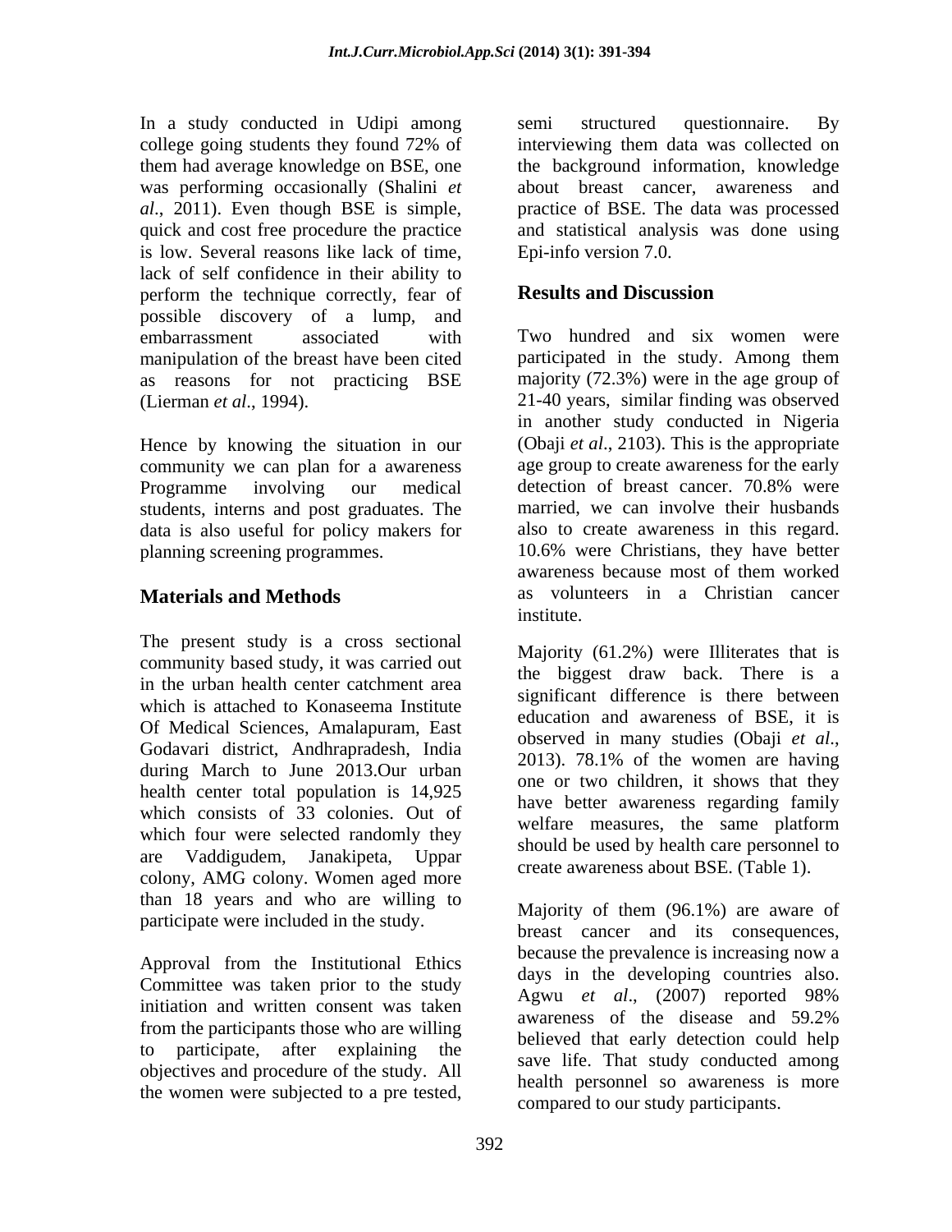In a study conducted in Udipi among college going students they found 72% of them had average knowledge on BSE, one was performing occasionally (Shalini *et al*., 2011). Even though BSE is simple, quick and cost free procedure the practice is low. Several reasons like lack of time, lack of self confidence in their ability to perform the technique correctly, fear of possible discovery of a lump, and embarrassment associated with manipulation of the breast have been cited as reasons for not practicing BSE (Lierman *et al*., 1994).

Hence by knowing the situation in our community we can plan for a awareness Programme involving our medical students, interns and post graduates. The data is also useful for policy makers for planning screening programmes.

## Materials and Methods

The present study is a cross sectional community based study, it was carried out in the urban health center catchment area which is attached to Konaseema Institute Of Medical Sciences, Amalapuram, East Godavari district, Andhrapradesh, India during March to June 2013.Our urban health center total population is 14,925 which consists of 33 colonies. Out of which four were selected randomly they are Vaddigudem, Janakipeta, Uppar colony, AMG colony. Women aged more than 18 years and who are willing to participate were included in the study.

Approval from the Institutional Ethics Committee was taken prior to the study initiation and written consent was taken from the participants those who are willing to participate, after explaining the objectives and procedure of the study. All the women were subjected to a pre tested, semi structured questionnaire. By interviewing them data was collected on the background information, knowledge about breast cancer, awareness and practice of BSE. The data was processed and statistical analysis was done using Epi-info version 7.0.

## Results and Discussion

Two hundred and six women were participated in the study. Among them majority (72.3%) were in the age group of 21-40 years, similar finding was observed in another study conducted in Nigeria (Obaji *et al*., 2103). This is the appropriate age group to create awareness for the early detection of breast cancer. 70.8% were married, we can involve their husbands also to create awareness in this regard. 10.6% were Christians, they have better awareness because most of them worked as volunteers in a Christian cancer institute.

Majority (61.2%) were Illiterates that is the biggest draw back. There is a significant difference is there between education and awareness of BSE, it is observed in many studies (Obaji *et al*., 2013). 78.1% of the women are having one or two children, it shows that they have better awareness regarding family welfare measures, the same platform should be used by health care personnel to create awareness about BSE. (Table 1).

Majority of them (96.1%) are aware of breast cancer and its consequences, because the prevalence is increasing now a days in the developing countries also. Agwu *et al*., (2007) reported 98% awareness of the disease and 59.2% believed that early detection could help save life. That study conducted among health personnel so awareness is more compared to our study participants.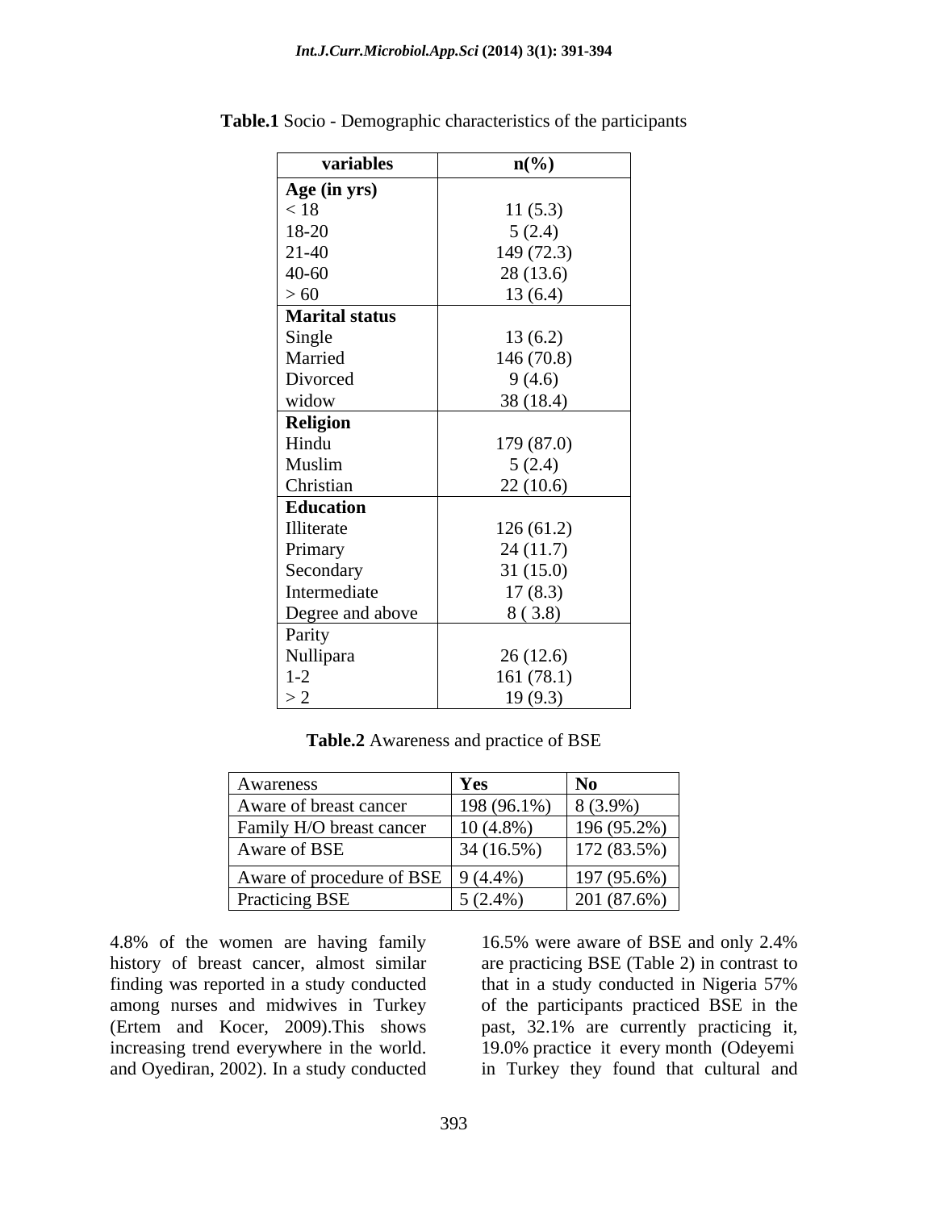**Table.1** Socio - Demographic characteristics of the participants

| variables | n(%) |
|---|---|
| **Age (in yrs)** | |
| < 18 | 11 (5.3) |
| 18-20 | 5 (2.4) |
| 21-40 | 149 (72.3) |
| 40-60 | 28 (13.6) |
| > 60 | 13 (6.4) |
| **Marital status** | |
| Single | 13 (6.2) |
| Married | 146 (70.8) |
| Divorced | 9 (4.6) |
| widow | 38 (18.4) |
| **Religion** | |
| Hindu | 179 (87.0) |
| Muslim | 5 (2.4) |
| Christian | 22 (10.6) |
| **Education** | |
| Illiterate | 126 (61.2) |
| Primary | 24 (11.7) |
| Secondary | 31 (15.0) |
| Intermediate | 17 (8.3) |
| Degree and above | 8 ( 3.8) |
| Parity | |
| Nullipara | 26 (12.6) |
| 1-2 | 161 (78.1) |
| > 2 | 19 (9.3) |

**Table.2** Awareness and practice of BSE

| Awareness | **Yes** | **No** |
|---|---|---|
| Aware of breast cancer | 198 (96.1%) | 8 (3.9%) |
| Family H/O breast cancer | 10 (4.8%) | 196 (95.2%) |
| Aware of BSE | 34 (16.5%) | 172 (83.5%) |
| Aware of procedure of BSE | 9 (4.4%) | 197 (95.6%) |
| Practicing BSE | 5 (2.4%) | 201 (87.6%) |

4.8% of the women are having family history of breast cancer, almost similar finding was reported in a study conducted among nurses and midwives in Turkey (Ertem and Kocer, 2009).This shows increasing trend everywhere in the world. and Oyediran, 2002). In a study conducted 16.5% were aware of BSE and only 2.4% are practicing BSE (Table 2) in contrast to that in a study conducted in Nigeria 57% of the participants practiced BSE in the past, 32.1% are currently practicing it, 19.0% practice it every month (Odeyemi in Turkey they found that cultural and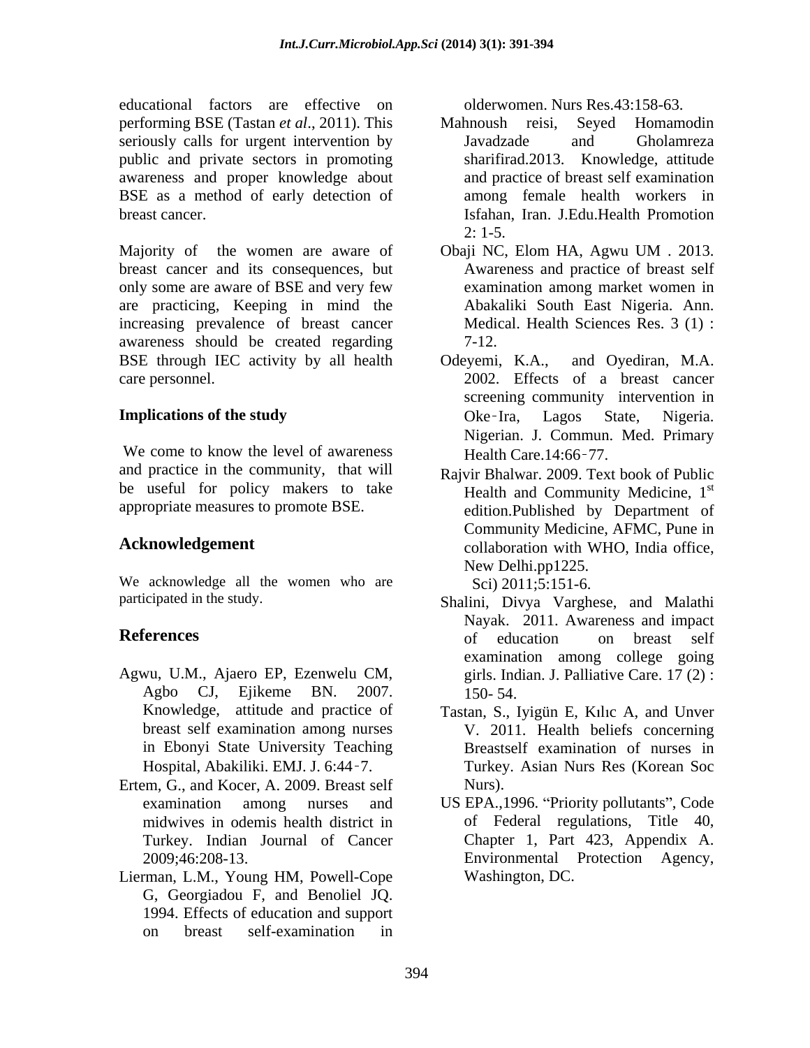educational factors are effective on performing BSE (Tastan *et al*., 2011). This seriously calls for urgent intervention by public and private sectors in promoting awareness and proper knowledge about BSE as a method of early detection of breast cancer.

Majority of the women are aware of breast cancer and its consequences, but only some are aware of BSE and very few are practicing, Keeping in mind the increasing prevalence of breast cancer awareness should be created regarding BSE through IEC activity by all health care personnel.

## Implications of the study

We come to know the level of awareness and practice in the community, that will be useful for policy makers to take appropriate measures to promote BSE.

## Acknowledgement

We acknowledge all the women who are participated in the study.

## References

Agwu, U.M., Ajaero EP, Ezenwelu CM, Agbo CJ, Ejikeme BN. 2007. Knowledge, attitude and practice of breast self examination among nurses in Ebonyi State University Teaching Hospital, Abakiliki. EMJ. J. 6:44‑7.

Ertem, G., and Kocer, A. 2009. Breast self examination among nurses and midwives in odemis health district in Turkey. Indian Journal of Cancer 2009;46:208-13.

Lierman, L.M., Young HM, Powell-Cope G, Georgiadou F, and Benoliel JQ. 1994. Effects of education and support on breast self-examination in olderwomen. Nurs Res.43:158-63.

Mahnoush reisi, Seyed Homamodin Javadzade and Gholamreza sharifirad.2013. Knowledge, attitude and practice of breast self examination among female health workers in Isfahan, Iran. J.Edu.Health Promotion 2: 1-5.

Obaji NC, Elom HA, Agwu UM . 2013. Awareness and practice of breast self examination among market women in Abakaliki South East Nigeria. Ann. Medical. Health Sciences Res. 3 (1) : 7-12.

Odeyemi, K.A., and Oyediran, M.A. 2002. Effects of a breast cancer screening community intervention in Oke‑Ira, Lagos State, Nigeria. Nigerian. J. Commun. Med. Primary Health Care.14:66‑77.

Rajvir Bhalwar. 2009. Text book of Public Health and Community Medicine, 1st edition.Published by Department of Community Medicine, AFMC, Pune in collaboration with WHO, India office, New Delhi.pp1225.

Sci) 2011;5:151-6.

Shalini, Divya Varghese, and Malathi Nayak. 2011. Awareness and impact of education on breast self examination among college going girls. Indian. J. Palliative Care. 17 (2) : 150- 54.

Tastan, S., Iyigün E, Kılıc A, and Unver V. 2011. Health beliefs concerning Breastself examination of nurses in Turkey. Asian Nurs Res (Korean Soc Nurs).

US EPA.,1996. "Priority pollutants", Code of Federal regulations, Title 40, Chapter 1, Part 423, Appendix A. Environmental Protection Agency, Washington, DC.